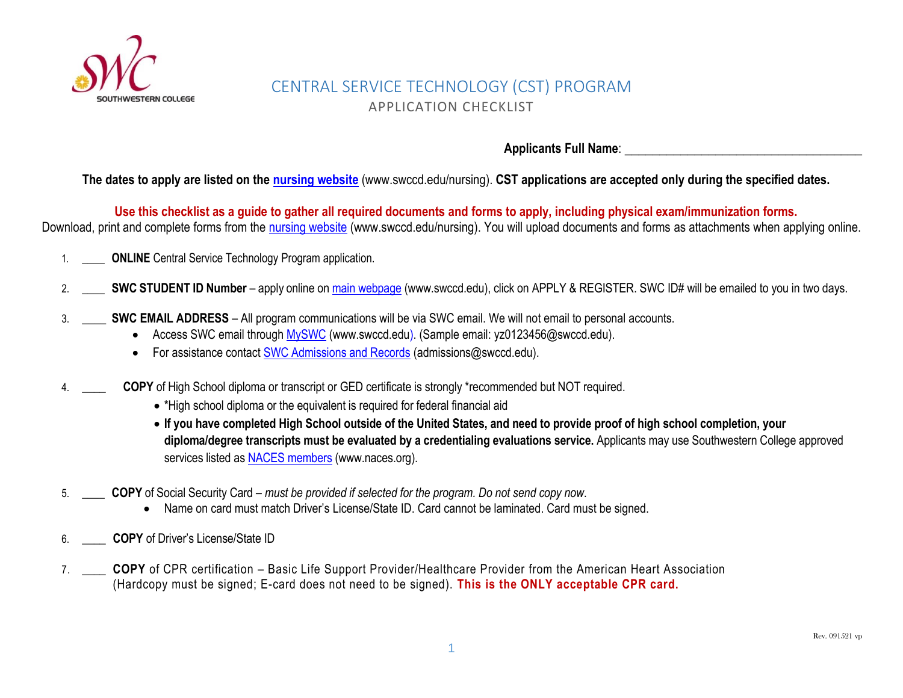# CENTRAL SERVICE TECHNOLOGY (CST) PROGRAM

## APPLICATION CHECKLIST

**Applicants Full Name**: ______________________________________

**The dates to apply are listed on the [nursing website](www.swccd.edu/nursing) (www.swccd.edu/nursing). CST applications are accepted only during the specified dates.**

**Use this checklist as a guide to gather all required documents and forms to apply, including physical exam/immunization forms.**
Download, print and complete forms from the [nursing website](www.swccd.edu/nursing) (www.swccd.edu/nursing). You will upload documents and forms as attachments when applying online.

1. ____ **ONLINE** Central Service Technology Program application.

2. ____ **SWC STUDENT ID Number** – apply online on [main webpage](www.swccd.edu) (www.swccd.edu), click on APPLY & REGISTER. SWC ID# will be emailed to you in two days.

3. ____ **SWC EMAIL ADDRESS** – All program communications will be via SWC email. We will not email to personal accounts.
   - Access SWC email through [MySWC](www.swccd.edu) (www.swccd.edu). (Sample email: yz0123456@swccd.edu).
   - For assistance contact [SWC Admissions and Records](admissions@swccd.edu) (admissions@swccd.edu).

4. ____ **COPY** of High School diploma or transcript or GED certificate is strongly *recommended but NOT required.
   - *High school diploma or the equivalent is required for federal financial aid
   - **If you have completed High School outside of the United States, and need to provide proof of high school completion, your diploma/degree transcripts must be evaluated by a credentialing evaluations service.** Applicants may use Southwestern College approved services listed as [NACES members](www.naces.org) (www.naces.org).

5. ____ **COPY** of Social Security Card – *must be provided if selected for the program. Do not send copy now.*
   - Name on card must match Driver's License/State ID. Card cannot be laminated. Card must be signed.

6. ____ **COPY** of Driver's License/State ID

7. ____ **COPY** of CPR certification – Basic Life Support Provider/Healthcare Provider from the American Heart Association (Hardcopy must be signed; E-card does not need to be signed). **This is the ONLY acceptable CPR card.**

Rev. 091521 vp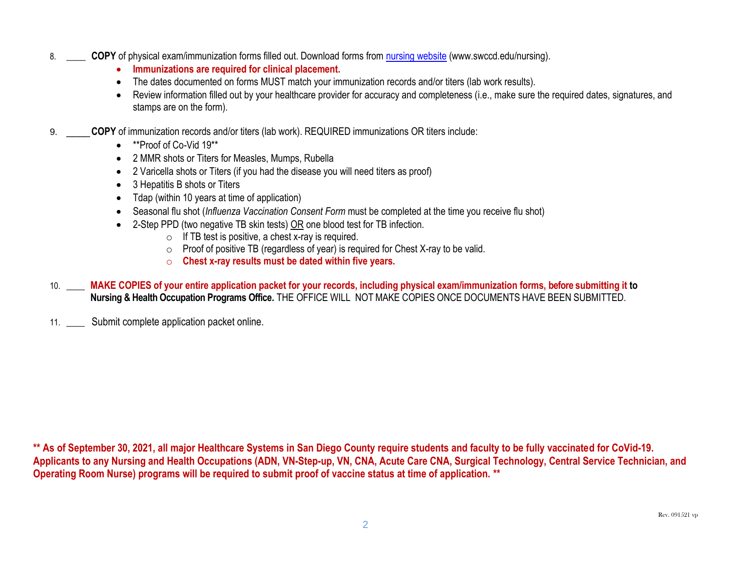8. ____ **COPY** of physical exam/immunization forms filled out. Download forms from [nursing website](www.swccd.edu/nursing) (www.swccd.edu/nursing).
   - **Immunizations are required for clinical placement.**
   - The dates documented on forms MUST match your immunization records and/or titers (lab work results).
   - Review information filled out by your healthcare provider for accuracy and completeness (i.e., make sure the required dates, signatures, and stamps are on the form).

9. _____ **COPY** of immunization records and/or titers (lab work). REQUIRED immunizations OR titers include:
   - **Proof of Co-Vid 19**
   - 2 MMR shots or Titers for Measles, Mumps, Rubella
   - 2 Varicella shots or Titers (if you had the disease you will need titers as proof)
   - 3 Hepatitis B shots or Titers
   - Tdap (within 10 years at time of application)
   - Seasonal flu shot (*Influenza Vaccination Consent Form* must be completed at the time you receive flu shot)
   - 2-Step PPD (two negative TB skin tests) <u>OR</u> one blood test for TB infection.
     - If TB test is positive, a chest x-ray is required.
     - Proof of positive TB (regardless of year) is required for Chest X-ray to be valid.
     - **Chest x-ray results must be dated within five years.**

10. ____ **MAKE COPIES of your entire application packet for your records, including physical exam/immunization forms, before submitting it to Nursing & Health Occupation Programs Office.** THE OFFICE WILL NOT MAKE COPIES ONCE DOCUMENTS HAVE BEEN SUBMITTED.

11. ____ Submit complete application packet online.

**** As of September 30, 2021, all major Healthcare Systems in San Diego County require students and faculty to be fully vaccinated for CoVid-19. Applicants to any Nursing and Health Occupations (ADN, VN-Step-up, VN, CNA, Acute Care CNA, Surgical Technology, Central Service Technician, and Operating Room Nurse) programs will be required to submit proof of vaccine status at time of application. ****

Rev. 091521 vp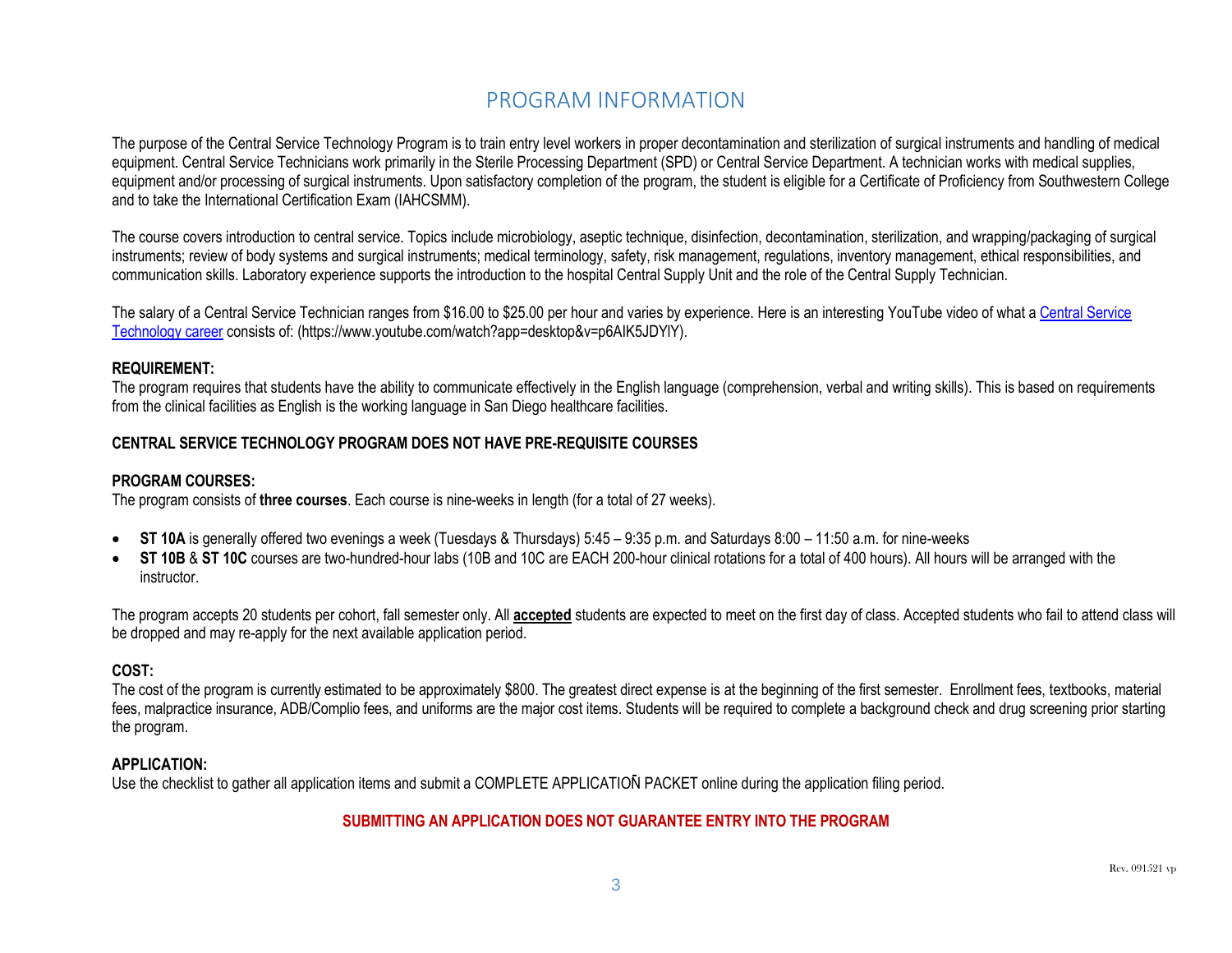# PROGRAM INFORMATION

The purpose of the Central Service Technology Program is to train entry level workers in proper decontamination and sterilization of surgical instruments and handling of medical equipment. Central Service Technicians work primarily in the Sterile Processing Department (SPD) or Central Service Department. A technician works with medical supplies, equipment and/or processing of surgical instruments. Upon satisfactory completion of the program, the student is eligible for a Certificate of Proficiency from Southwestern College and to take the International Certification Exam (IAHCSMM).

The course covers introduction to central service. Topics include microbiology, aseptic technique, disinfection, decontamination, sterilization, and wrapping/packaging of surgical instruments; review of body systems and surgical instruments; medical terminology, safety, risk management, regulations, inventory management, ethical responsibilities, and communication skills. Laboratory experience supports the introduction to the hospital Central Supply Unit and the role of the Central Supply Technician.

The salary of a Central Service Technician ranges from $16.00 to $25.00 per hour and varies by experience. Here is an interesting YouTube video of what a [Central Service Technology career](https://www.youtube.com/watch?app=desktop&v=p6AIK5JDYlY) consists of: (https://www.youtube.com/watch?app=desktop&v=p6AIK5JDYlY).

**REQUIREMENT:**
The program requires that students have the ability to communicate effectively in the English language (comprehension, verbal and writing skills). This is based on requirements from the clinical facilities as English is the working language in San Diego healthcare facilities.

**CENTRAL SERVICE TECHNOLOGY PROGRAM DOES NOT HAVE PRE-REQUISITE COURSES**

**PROGRAM COURSES:**
The program consists of **three courses**. Each course is nine-weeks in length (for a total of 27 weeks).

- **ST 10A** is generally offered two evenings a week (Tuesdays & Thursdays) 5:45 – 9:35 p.m. and Saturdays 8:00 – 11:50 a.m. for nine-weeks
- **ST 10B** & **ST 10C** courses are two-hundred-hour labs (10B and 10C are EACH 200-hour clinical rotations for a total of 400 hours). All hours will be arranged with the instructor.

The program accepts 20 students per cohort, fall semester only. All **accepted** students are expected to meet on the first day of class. Accepted students who fail to attend class will be dropped and may re-apply for the next available application period.

**COST:**
The cost of the program is currently estimated to be approximately $800. The greatest direct expense is at the beginning of the first semester. Enrollment fees, textbooks, material fees, malpractice insurance, ADB/Complio fees, and uniforms are the major cost items. Students will be required to complete a background check and drug screening prior starting the program.

**APPLICATION:**
Use the checklist to gather all application items and submit a COMPLETE APPLICATIOÑ PACKET online during the application filing period.

**SUBMITTING AN APPLICATION DOES NOT GUARANTEE ENTRY INTO THE PROGRAM**

Rev. 091521 vp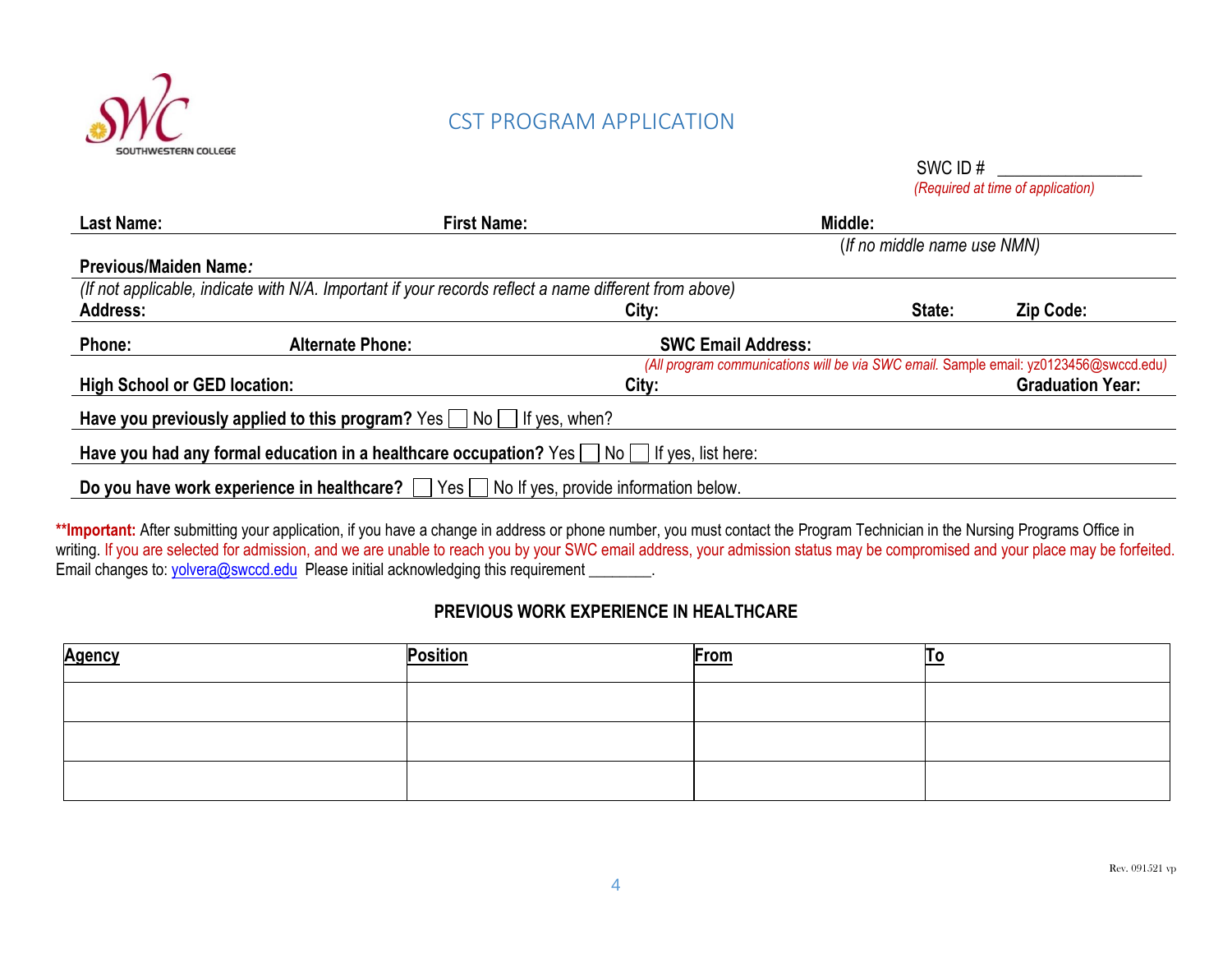SOUTHWESTERN COLLEGE

# CST PROGRAM APPLICATION

SWC ID # ________________
*(Required at time of application)*

**Last Name:** **First Name:** **Middle:**
*(If no middle name use NMN)*

**Previous/Maiden Name***:*
*(If not applicable, indicate with N/A. Important if your records reflect a name different from above)*

**Address:** **City:** **State:** **Zip Code:**

**Phone:** **Alternate Phone:** **SWC Email Address:**
*(All program communications will be via SWC email. Sample email: yz0123456@swccd.edu)*

**High School or GED location:** **City:** **Graduation Year:**

**Have you previously applied to this program?** Yes ☐ No ☐ If yes, when?

**Have you had any formal education in a healthcare occupation?** Yes ☐ No ☐ If yes, list here:

**Do you have work experience in healthcare?** ☐ Yes ☐ No If yes, provide information below.

****Important:** After submitting your application, if you have a change in address or phone number, you must contact the Program Technician in the Nursing Programs Office in writing. If you are selected for admission, and we are unable to reach you by your SWC email address, your admission status may be compromised and your place may be forfeited. Email changes to: yolvera@swccd.edu Please initial acknowledging this requirement ________.

## PREVIOUS WORK EXPERIENCE IN HEALTHCARE

| Agency | Position | From | To |
|---|---|---|---|
| | | | |
| | | | |
| | | | |

Rev. 091521 vp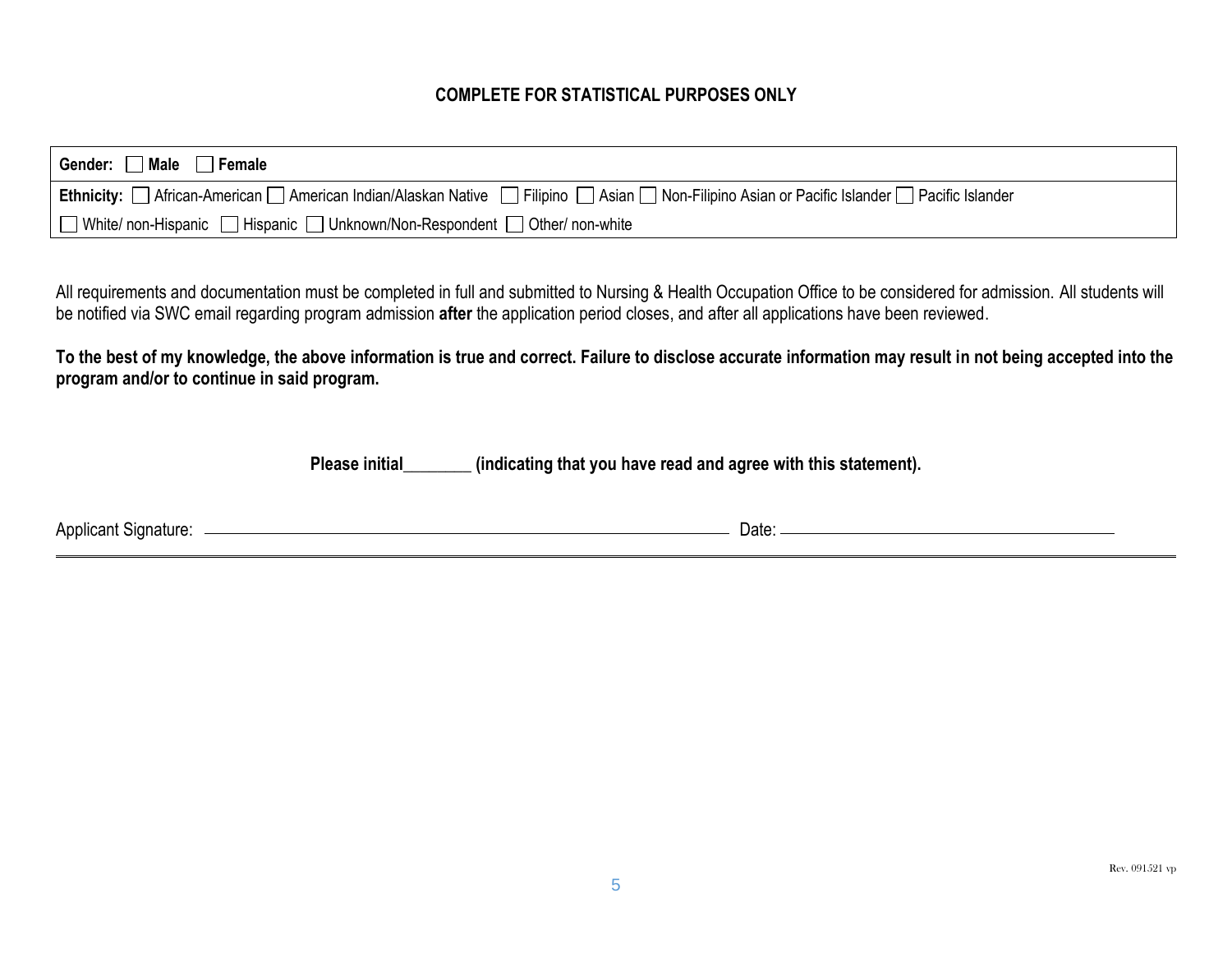**COMPLETE FOR STATISTICAL PURPOSES ONLY**

| |
|---|
| **Gender:** ☐ **Male** ☐ **Female** |
| **Ethnicity:** ☐ African-American ☐ American Indian/Alaskan Native ☐ Filipino ☐ Asian ☐ Non-Filipino Asian or Pacific Islander ☐ Pacific Islander |
| ☐ White/ non-Hispanic ☐ Hispanic ☐ Unknown/Non-Respondent ☐ Other/ non-white |

All requirements and documentation must be completed in full and submitted to Nursing & Health Occupation Office to be considered for admission. All students will be notified via SWC email regarding program admission **after** the application period closes, and after all applications have been reviewed.

**To the best of my knowledge, the above information is true and correct. Failure to disclose accurate information may result in not being accepted into the program and/or to continue in said program.**

**Please initial________ (indicating that you have read and agree with this statement).**

Applicant Signature: ____________________________________________ Date: ______________________________

Rev. 091521 vp